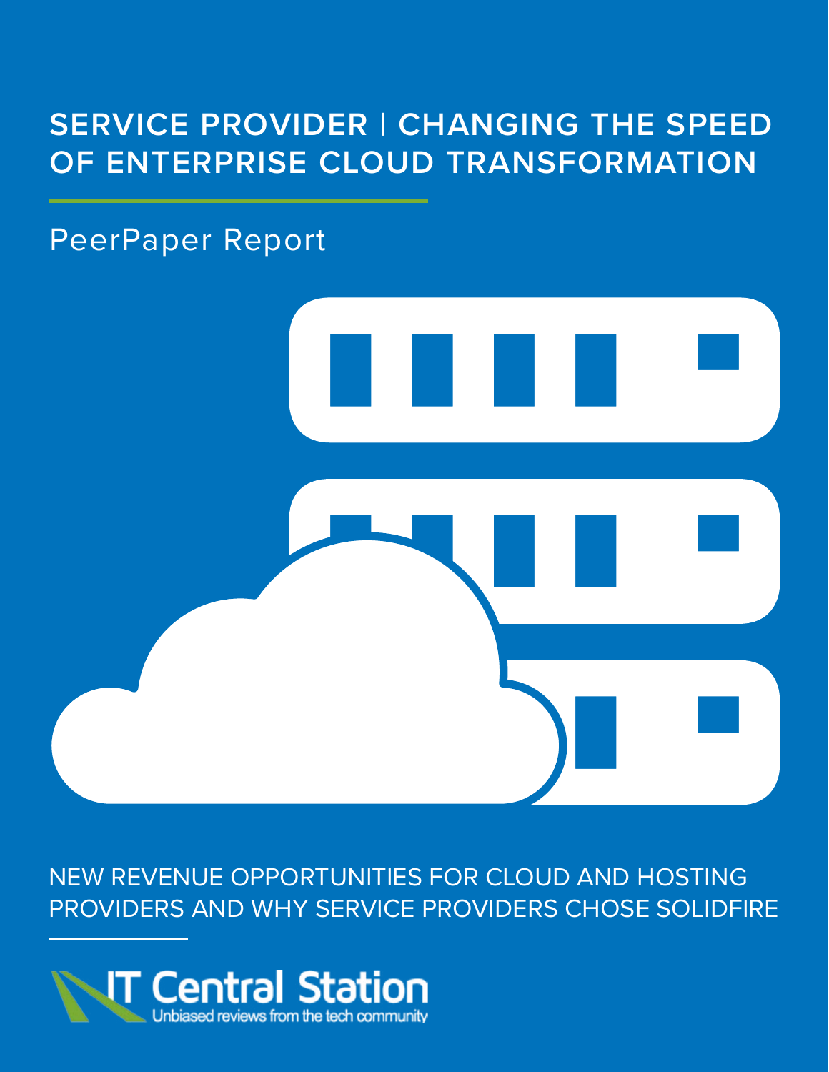# SERVICE PROVIDER | CHANGING THE SPEED OF ENTERPRISE CLOUD TRANSFORMATION

## PeerPaper Report

NEW REVENUE OPPORTUNITIES FOR CLOUD AND HOSTING PROVIDERS AND WHY SERVICE PROVIDERS CHOSE SOLIDFIRE

IT Central Station
Unbiased reviews from the tech community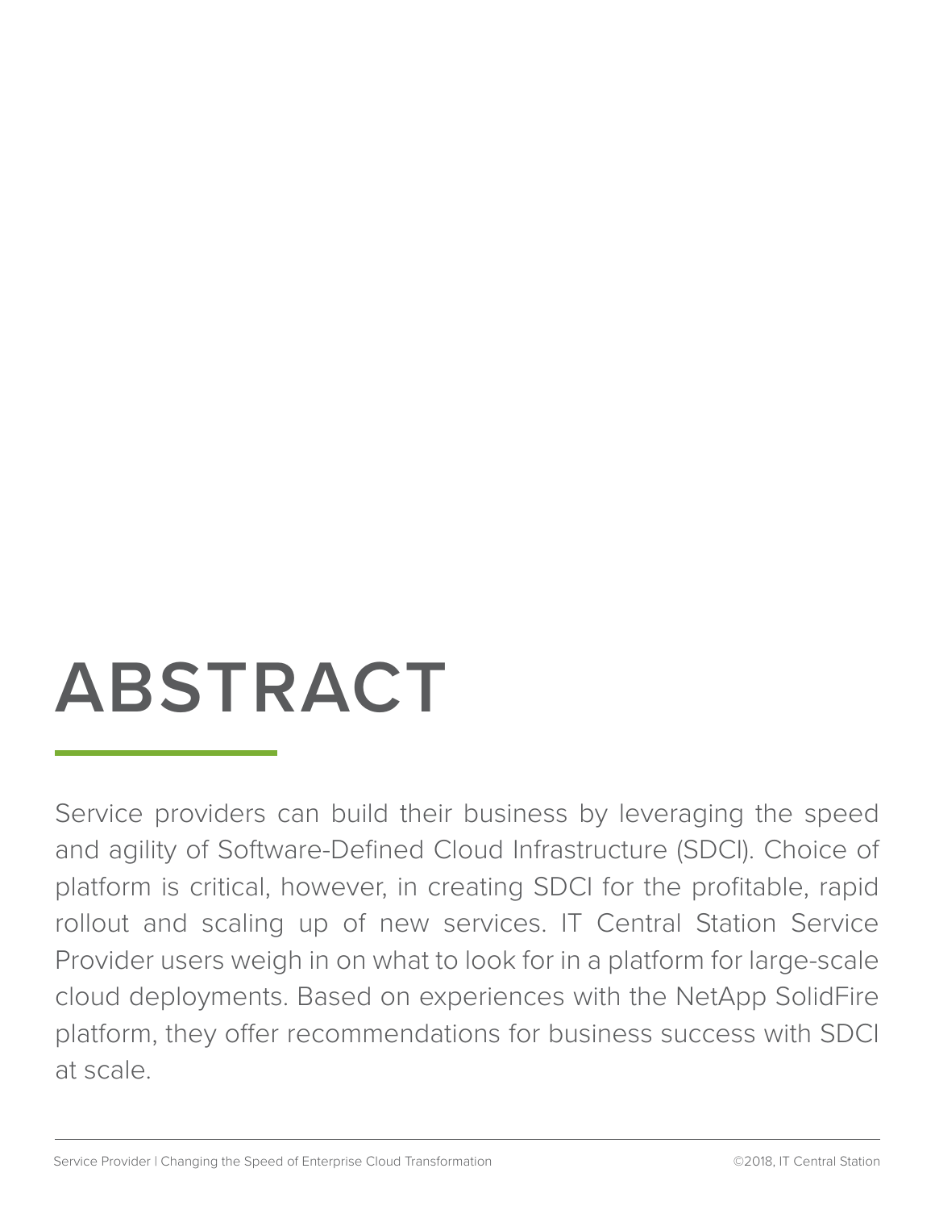# ABSTRACT

Service providers can build their business by leveraging the speed and agility of Software-Defined Cloud Infrastructure (SDCI). Choice of platform is critical, however, in creating SDCI for the profitable, rapid rollout and scaling up of new services. IT Central Station Service Provider users weigh in on what to look for in a platform for large-scale cloud deployments. Based on experiences with the NetApp SolidFire platform, they offer recommendations for business success with SDCI at scale.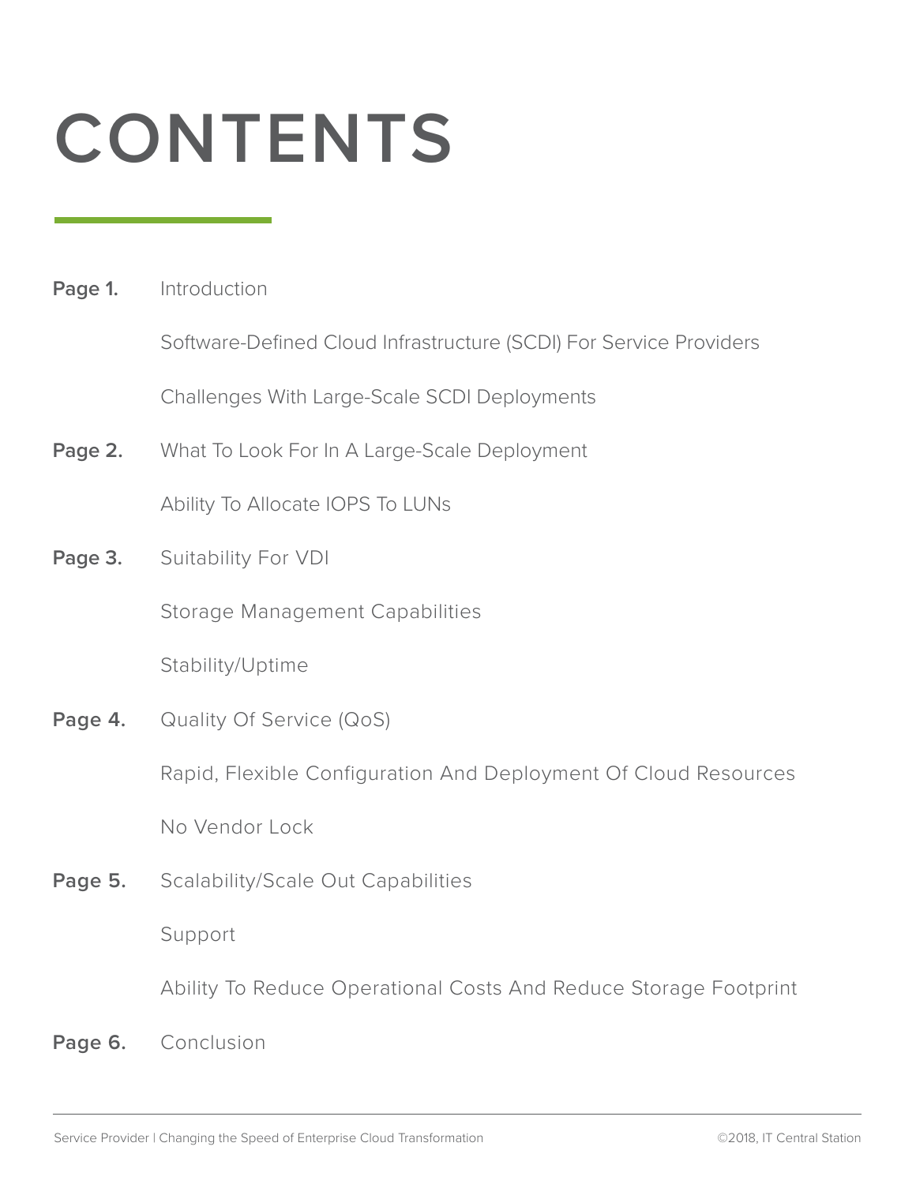# CONTENTS

**Page 1.** Introduction

Software-Defined Cloud Infrastructure (SCDI) For Service Providers

Challenges With Large-Scale SCDI Deployments

**Page 2.** What To Look For In A Large-Scale Deployment

Ability To Allocate IOPS To LUNs

**Page 3.** Suitability For VDI

Storage Management Capabilities

Stability/Uptime

**Page 4.** Quality Of Service (QoS)

Rapid, Flexible Configuration And Deployment Of Cloud Resources

No Vendor Lock

**Page 5.** Scalability/Scale Out Capabilities

Support

Ability To Reduce Operational Costs And Reduce Storage Footprint

**Page 6.** Conclusion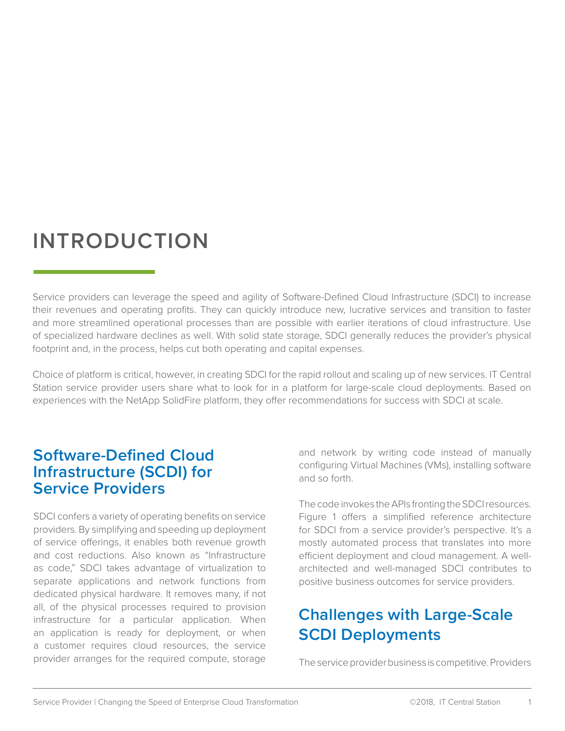# INTRODUCTION

Service providers can leverage the speed and agility of Software-Defined Cloud Infrastructure (SDCI) to increase their revenues and operating profits. They can quickly introduce new, lucrative services and transition to faster and more streamlined operational processes than are possible with earlier iterations of cloud infrastructure. Use of specialized hardware declines as well. With solid state storage, SDCI generally reduces the provider's physical footprint and, in the process, helps cut both operating and capital expenses.

Choice of platform is critical, however, in creating SDCI for the rapid rollout and scaling up of new services. IT Central Station service provider users share what to look for in a platform for large-scale cloud deployments. Based on experiences with the NetApp SolidFire platform, they offer recommendations for success with SDCI at scale.

## Software-Defined Cloud Infrastructure (SCDI) for Service Providers

SDCI confers a variety of operating benefits on service providers. By simplifying and speeding up deployment of service offerings, it enables both revenue growth and cost reductions. Also known as "Infrastructure as code," SDCI takes advantage of virtualization to separate applications and network functions from dedicated physical hardware. It removes many, if not all, of the physical processes required to provision infrastructure for a particular application. When an application is ready for deployment, or when a customer requires cloud resources, the service provider arranges for the required compute, storage and network by writing code instead of manually configuring Virtual Machines (VMs), installing software and so forth.

The code invokes the APIs fronting the SDCI resources. Figure 1 offers a simplified reference architecture for SDCI from a service provider's perspective. It's a mostly automated process that translates into more efficient deployment and cloud management. A well-architected and well-managed SDCI contributes to positive business outcomes for service providers.

## Challenges with Large-Scale SCDI Deployments

The service provider business is competitive. Providers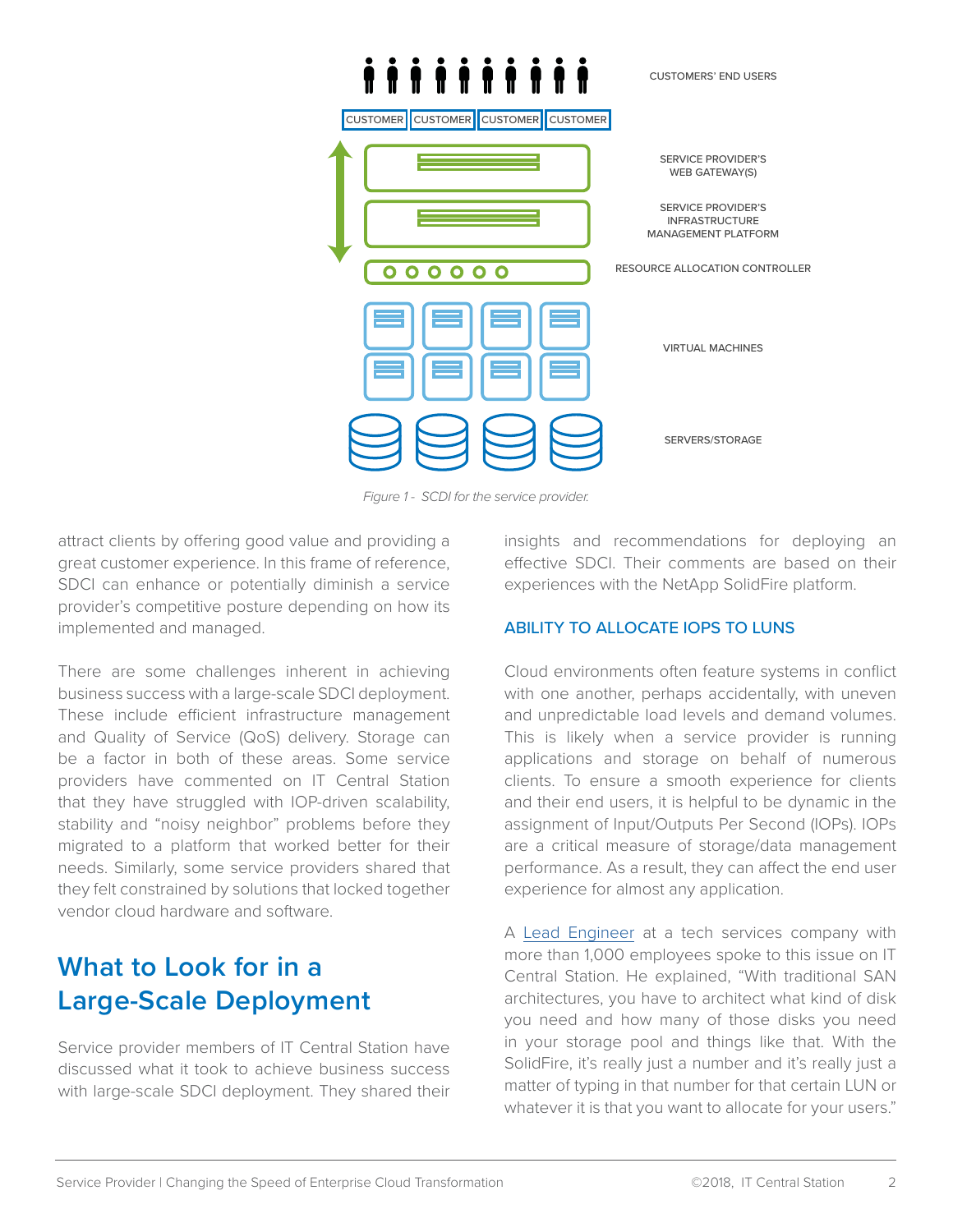CUSTOMERS' END USERS

CUSTOMER | CUSTOMER | CUSTOMER | CUSTOMER

SERVICE PROVIDER'S WEB GATEWAY(S)

SERVICE PROVIDER'S INFRASTRUCTURE MANAGEMENT PLATFORM

RESOURCE ALLOCATION CONTROLLER

VIRTUAL MACHINES

SERVERS/STORAGE

*Figure 1 - SCDI for the service provider.*

attract clients by offering good value and providing a great customer experience. In this frame of reference, SDCI can enhance or potentially diminish a service provider's competitive posture depending on how its implemented and managed.

There are some challenges inherent in achieving business success with a large-scale SDCI deployment. These include efficient infrastructure management and Quality of Service (QoS) delivery. Storage can be a factor in both of these areas. Some service providers have commented on IT Central Station that they have struggled with IOP-driven scalability, stability and "noisy neighbor" problems before they migrated to a platform that worked better for their needs. Similarly, some service providers shared that they felt constrained by solutions that locked together vendor cloud hardware and software.

## What to Look for in a Large-Scale Deployment

Service provider members of IT Central Station have discussed what it took to achieve business success with large-scale SDCI deployment. They shared their insights and recommendations for deploying an effective SDCI. Their comments are based on their experiences with the NetApp SolidFire platform.

### ABILITY TO ALLOCATE IOPS TO LUNS

Cloud environments often feature systems in conflict with one another, perhaps accidentally, with uneven and unpredictable load levels and demand volumes. This is likely when a service provider is running applications and storage on behalf of numerous clients. To ensure a smooth experience for clients and their end users, it is helpful to be dynamic in the assignment of Input/Outputs Per Second (IOPs). IOPs are a critical measure of storage/data management performance. As a result, they can affect the end user experience for almost any application.

A Lead Engineer at a tech services company with more than 1,000 employees spoke to this issue on IT Central Station. He explained, "With traditional SAN architectures, you have to architect what kind of disk you need and how many of those disks you need in your storage pool and things like that. With the SolidFire, it's really just a number and it's really just a matter of typing in that number for that certain LUN or whatever it is that you want to allocate for your users."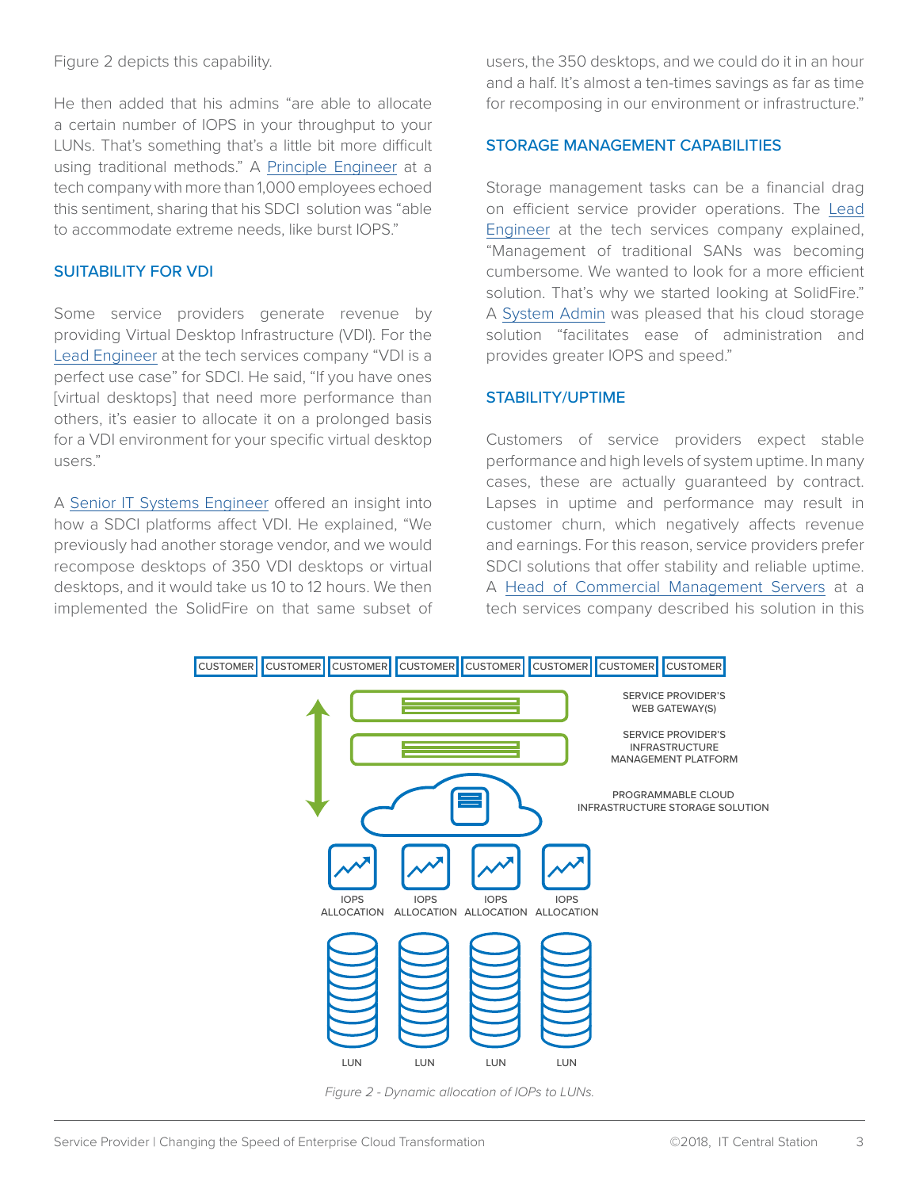Figure 2 depicts this capability.

He then added that his admins "are able to allocate a certain number of IOPS in your throughput to your LUNs. That's something that's a little bit more difficult using traditional methods." A Principle Engineer at a tech company with more than 1,000 employees echoed this sentiment, sharing that his SDCI solution was "able to accommodate extreme needs, like burst IOPS."

### SUITABILITY FOR VDI

Some service providers generate revenue by providing Virtual Desktop Infrastructure (VDI). For the Lead Engineer at the tech services company "VDI is a perfect use case" for SDCI. He said, "If you have ones [virtual desktops] that need more performance than others, it's easier to allocate it on a prolonged basis for a VDI environment for your specific virtual desktop users."

A Senior IT Systems Engineer offered an insight into how a SDCI platforms affect VDI. He explained, "We previously had another storage vendor, and we would recompose desktops of 350 VDI desktops or virtual desktops, and it would take us 10 to 12 hours. We then implemented the SolidFire on that same subset of users, the 350 desktops, and we could do it in an hour and a half. It's almost a ten-times savings as far as time for recomposing in our environment or infrastructure."

### STORAGE MANAGEMENT CAPABILITIES

Storage management tasks can be a financial drag on efficient service provider operations. The Lead Engineer at the tech services company explained, "Management of traditional SANs was becoming cumbersome. We wanted to look for a more efficient solution. That's why we started looking at SolidFire." A System Admin was pleased that his cloud storage solution "facilitates ease of administration and provides greater IOPS and speed."

### STABILITY/UPTIME

Customers of service providers expect stable performance and high levels of system uptime. In many cases, these are actually guaranteed by contract. Lapses in uptime and performance may result in customer churn, which negatively affects revenue and earnings. For this reason, service providers prefer SDCI solutions that offer stability and reliable uptime. A Head of Commercial Management Servers at a tech services company described his solution in this

CUSTOMER CUSTOMER CUSTOMER CUSTOMER CUSTOMER CUSTOMER CUSTOMER CUSTOMER

SERVICE PROVIDER'S WEB GATEWAY(S)

SERVICE PROVIDER'S INFRASTRUCTURE MANAGEMENT PLATFORM

PROGRAMMABLE CLOUD INFRASTRUCTURE STORAGE SOLUTION

IOPS ALLOCATION | IOPS ALLOCATION | IOPS ALLOCATION | IOPS ALLOCATION

LUN | LUN | LUN | LUN

*Figure 2 - Dynamic allocation of IOPs to LUNs.*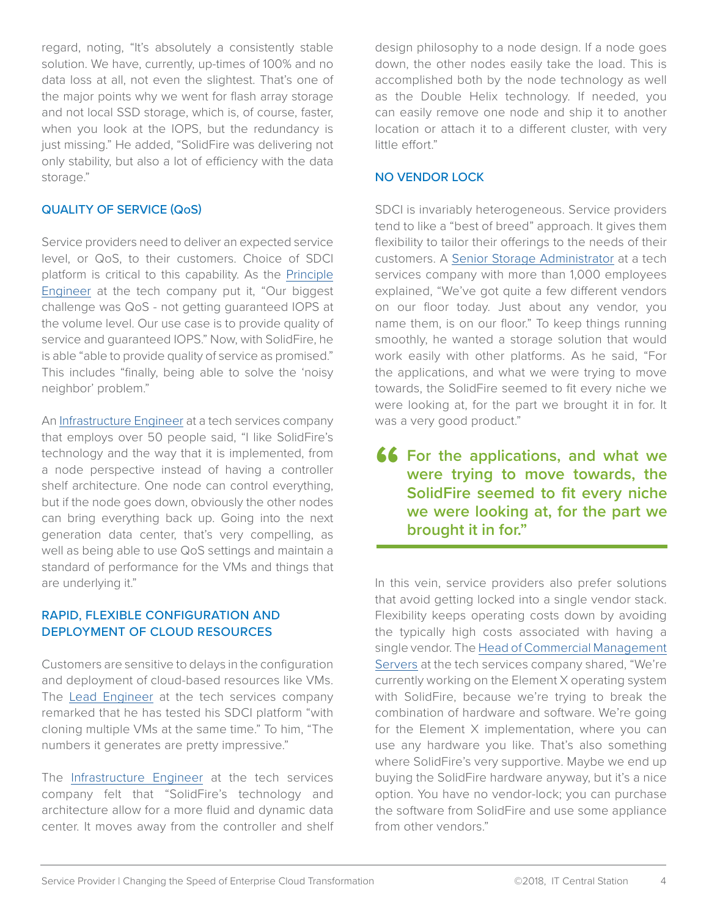regard, noting, "It's absolutely a consistently stable solution. We have, currently, up-times of 100% and no data loss at all, not even the slightest. That's one of the major points why we went for flash array storage and not local SSD storage, which is, of course, faster, when you look at the IOPS, but the redundancy is just missing." He added, "SolidFire was delivering not only stability, but also a lot of efficiency with the data storage."

### QUALITY OF SERVICE (QoS)

Service providers need to deliver an expected service level, or QoS, to their customers. Choice of SDCI platform is critical to this capability. As the Principle Engineer at the tech company put it, "Our biggest challenge was QoS - not getting guaranteed IOPS at the volume level. Our use case is to provide quality of service and guaranteed IOPS." Now, with SolidFire, he is able "able to provide quality of service as promised." This includes "finally, being able to solve the 'noisy neighbor' problem."

An Infrastructure Engineer at a tech services company that employs over 50 people said, "I like SolidFire's technology and the way that it is implemented, from a node perspective instead of having a controller shelf architecture. One node can control everything, but if the node goes down, obviously the other nodes can bring everything back up. Going into the next generation data center, that's very compelling, as well as being able to use QoS settings and maintain a standard of performance for the VMs and things that are underlying it."

### RAPID, FLEXIBLE CONFIGURATION AND DEPLOYMENT OF CLOUD RESOURCES

Customers are sensitive to delays in the configuration and deployment of cloud-based resources like VMs. The Lead Engineer at the tech services company remarked that he has tested his SDCI platform "with cloning multiple VMs at the same time." To him, "The numbers it generates are pretty impressive."

The Infrastructure Engineer at the tech services company felt that "SolidFire's technology and architecture allow for a more fluid and dynamic data center. It moves away from the controller and shelf design philosophy to a node design. If a node goes down, the other nodes easily take the load. This is accomplished both by the node technology as well as the Double Helix technology. If needed, you can easily remove one node and ship it to another location or attach it to a different cluster, with very little effort."

### NO VENDOR LOCK

SDCI is invariably heterogeneous. Service providers tend to like a "best of breed" approach. It gives them flexibility to tailor their offerings to the needs of their customers. A Senior Storage Administrator at a tech services company with more than 1,000 employees explained, "We've got quite a few different vendors on our floor today. Just about any vendor, you name them, is on our floor." To keep things running smoothly, he wanted a storage solution that would work easily with other platforms. As he said, "For the applications, and what we were trying to move towards, the SolidFire seemed to fit every niche we were looking at, for the part we brought it in for. It was a very good product."

> **"For the applications, and what we were trying to move towards, the SolidFire seemed to fit every niche we were looking at, for the part we brought it in for."**

In this vein, service providers also prefer solutions that avoid getting locked into a single vendor stack. Flexibility keeps operating costs down by avoiding the typically high costs associated with having a single vendor. The Head of Commercial Management Servers at the tech services company shared, "We're currently working on the Element X operating system with SolidFire, because we're trying to break the combination of hardware and software. We're going for the Element X implementation, where you can use any hardware you like. That's also something where SolidFire's very supportive. Maybe we end up buying the SolidFire hardware anyway, but it's a nice option. You have no vendor-lock; you can purchase the software from SolidFire and use some appliance from other vendors."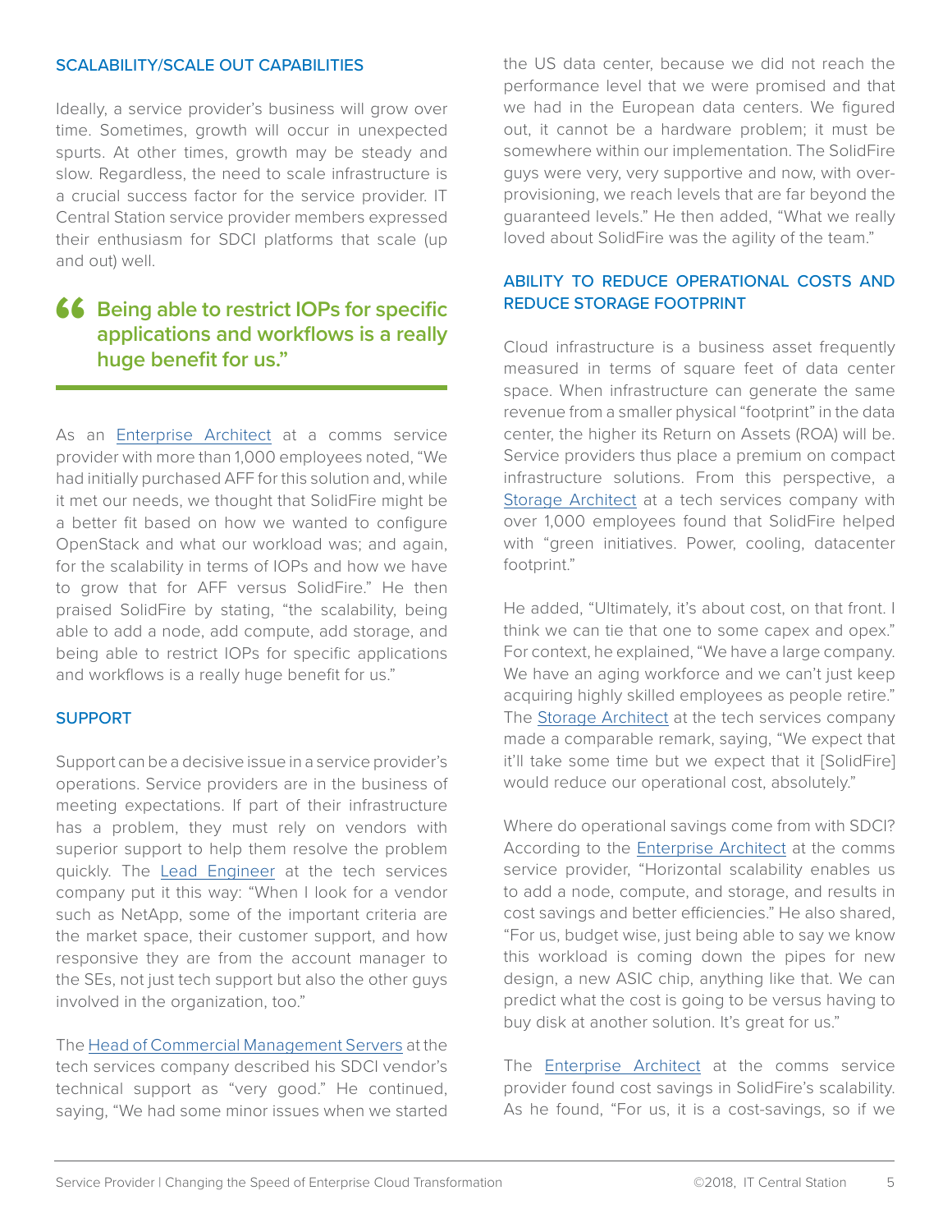## SCALABILITY/SCALE OUT CAPABILITIES

Ideally, a service provider's business will grow over time. Sometimes, growth will occur in unexpected spurts. At other times, growth may be steady and slow. Regardless, the need to scale infrastructure is a crucial success factor for the service provider. IT Central Station service provider members expressed their enthusiasm for SDCI platforms that scale (up and out) well.

> **"Being able to restrict IOPs for specific applications and workflows is a really huge benefit for us."**

As an Enterprise Architect at a comms service provider with more than 1,000 employees noted, "We had initially purchased AFF for this solution and, while it met our needs, we thought that SolidFire might be a better fit based on how we wanted to configure OpenStack and what our workload was; and again, for the scalability in terms of IOPs and how we have to grow that for AFF versus SolidFire." He then praised SolidFire by stating, "the scalability, being able to add a node, add compute, add storage, and being able to restrict IOPs for specific applications and workflows is a really huge benefit for us."

## SUPPORT

Support can be a decisive issue in a service provider's operations. Service providers are in the business of meeting expectations. If part of their infrastructure has a problem, they must rely on vendors with superior support to help them resolve the problem quickly. The Lead Engineer at the tech services company put it this way: "When I look for a vendor such as NetApp, some of the important criteria are the market space, their customer support, and how responsive they are from the account manager to the SEs, not just tech support but also the other guys involved in the organization, too."

The Head of Commercial Management Servers at the tech services company described his SDCI vendor's technical support as "very good." He continued, saying, "We had some minor issues when we started the US data center, because we did not reach the performance level that we were promised and that we had in the European data centers. We figured out, it cannot be a hardware problem; it must be somewhere within our implementation. The SolidFire guys were very, very supportive and now, with over-provisioning, we reach levels that are far beyond the guaranteed levels." He then added, "What we really loved about SolidFire was the agility of the team."

## ABILITY TO REDUCE OPERATIONAL COSTS AND REDUCE STORAGE FOOTPRINT

Cloud infrastructure is a business asset frequently measured in terms of square feet of data center space. When infrastructure can generate the same revenue from a smaller physical "footprint" in the data center, the higher its Return on Assets (ROA) will be. Service providers thus place a premium on compact infrastructure solutions. From this perspective, a Storage Architect at a tech services company with over 1,000 employees found that SolidFire helped with "green initiatives. Power, cooling, datacenter footprint."

He added, "Ultimately, it's about cost, on that front. I think we can tie that one to some capex and opex." For context, he explained, "We have a large company. We have an aging workforce and we can't just keep acquiring highly skilled employees as people retire." The Storage Architect at the tech services company made a comparable remark, saying, "We expect that it'll take some time but we expect that it [SolidFire] would reduce our operational cost, absolutely."

Where do operational savings come from with SDCI? According to the Enterprise Architect at the comms service provider, "Horizontal scalability enables us to add a node, compute, and storage, and results in cost savings and better efficiencies." He also shared, "For us, budget wise, just being able to say we know this workload is coming down the pipes for new design, a new ASIC chip, anything like that. We can predict what the cost is going to be versus having to buy disk at another solution. It's great for us."

The Enterprise Architect at the comms service provider found cost savings in SolidFire's scalability. As he found, "For us, it is a cost-savings, so if we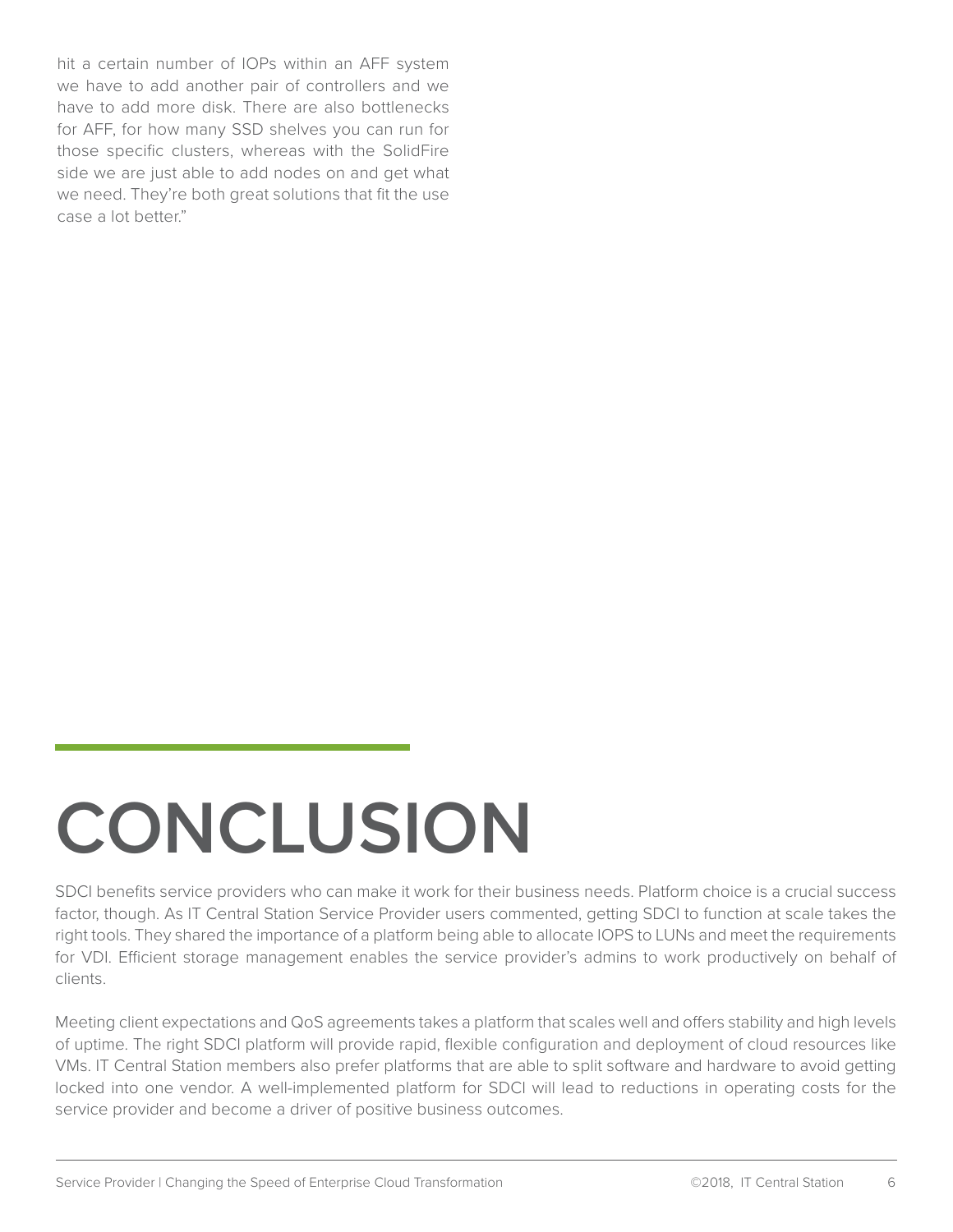hit a certain number of IOPs within an AFF system we have to add another pair of controllers and we have to add more disk. There are also bottlenecks for AFF, for how many SSD shelves you can run for those specific clusters, whereas with the SolidFire side we are just able to add nodes on and get what we need. They're both great solutions that fit the use case a lot better."

# CONCLUSION

SDCI benefits service providers who can make it work for their business needs. Platform choice is a crucial success factor, though. As IT Central Station Service Provider users commented, getting SDCI to function at scale takes the right tools. They shared the importance of a platform being able to allocate IOPS to LUNs and meet the requirements for VDI. Efficient storage management enables the service provider's admins to work productively on behalf of clients.

Meeting client expectations and QoS agreements takes a platform that scales well and offers stability and high levels of uptime. The right SDCI platform will provide rapid, flexible configuration and deployment of cloud resources like VMs. IT Central Station members also prefer platforms that are able to split software and hardware to avoid getting locked into one vendor. A well-implemented platform for SDCI will lead to reductions in operating costs for the service provider and become a driver of positive business outcomes.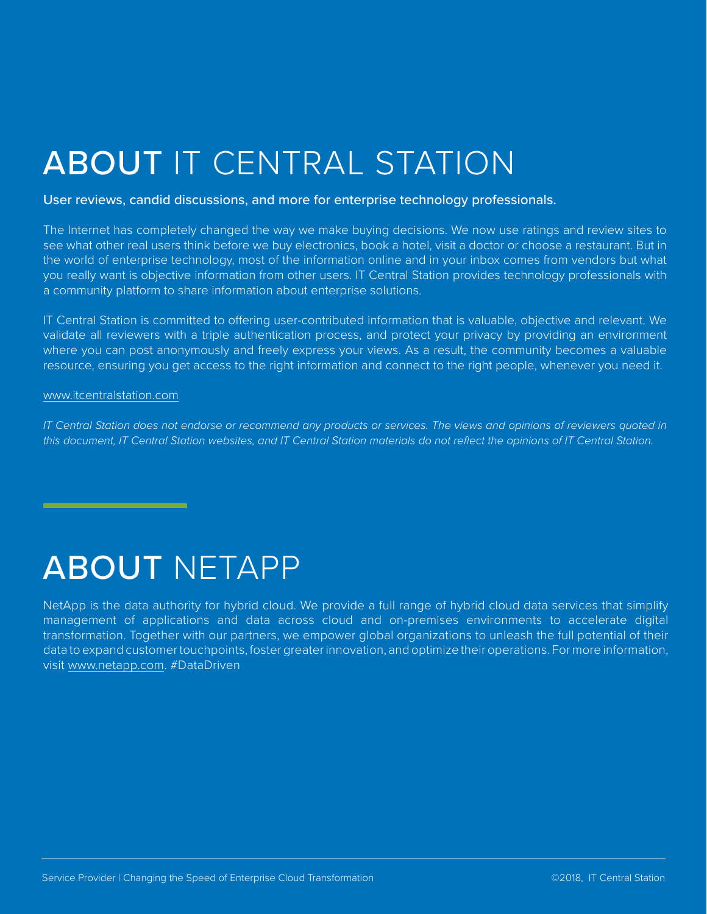# **ABOUT** IT CENTRAL STATION

User reviews, candid discussions, and more for enterprise technology professionals.

The Internet has completely changed the way we make buying decisions. We now use ratings and review sites to see what other real users think before we buy electronics, book a hotel, visit a doctor or choose a restaurant. But in the world of enterprise technology, most of the information online and in your inbox comes from vendors but what you really want is objective information from other users. IT Central Station provides technology professionals with a community platform to share information about enterprise solutions.

IT Central Station is committed to offering user-contributed information that is valuable, objective and relevant. We validate all reviewers with a triple authentication process, and protect your privacy by providing an environment where you can post anonymously and freely express your views. As a result, the community becomes a valuable resource, ensuring you get access to the right information and connect to the right people, whenever you need it.

www.itcentralstation.com

*IT Central Station does not endorse or recommend any products or services. The views and opinions of reviewers quoted in this document, IT Central Station websites, and IT Central Station materials do not reflect the opinions of IT Central Station.*

# **ABOUT** NETAPP

NetApp is the data authority for hybrid cloud. We provide a full range of hybrid cloud data services that simplify management of applications and data across cloud and on-premises environments to accelerate digital transformation. Together with our partners, we empower global organizations to unleash the full potential of their data to expand customer touchpoints, foster greater innovation, and optimize their operations. For more information, visit www.netapp.com. #DataDriven